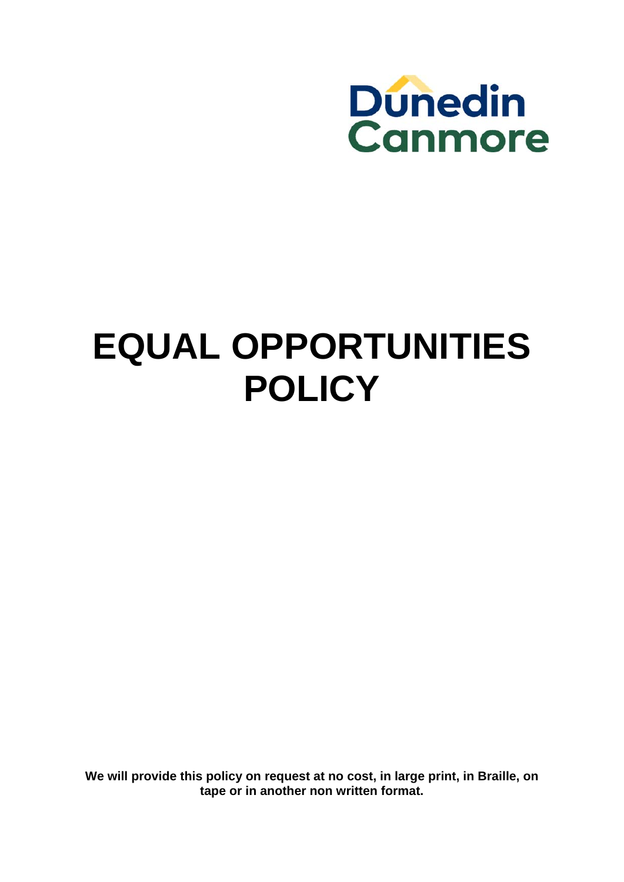Dunedin Canmore

# EQUAL OPPORTUNITIES POLICY

**We will provide this policy on request at no cost, in large print, in Braille, on tape or in another non written format.**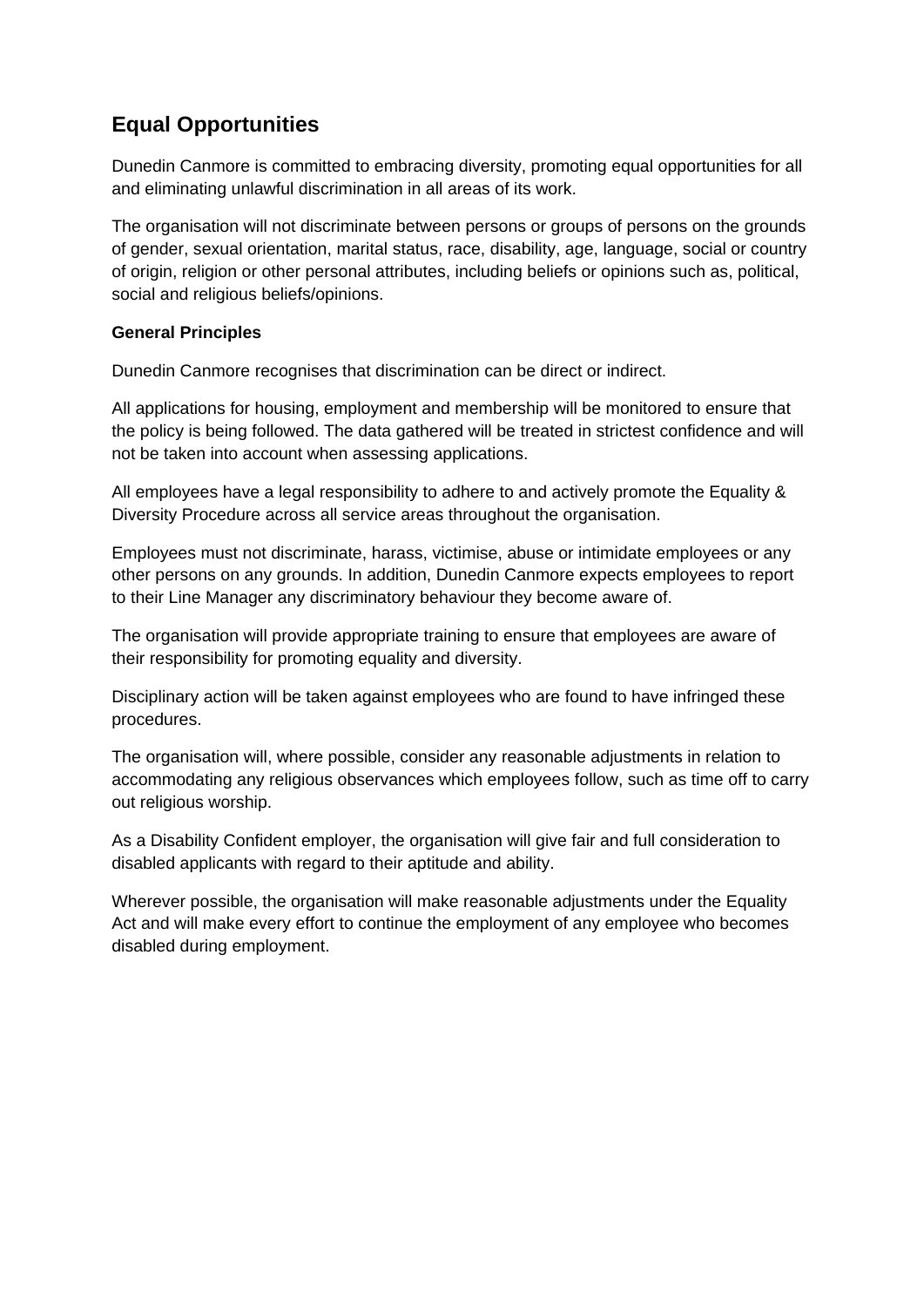## Equal Opportunities

Dunedin Canmore is committed to embracing diversity, promoting equal opportunities for all and eliminating unlawful discrimination in all areas of its work.

The organisation will not discriminate between persons or groups of persons on the grounds of gender, sexual orientation, marital status, race, disability, age, language, social or country of origin, religion or other personal attributes, including beliefs or opinions such as, political, social and religious beliefs/opinions.

**General Principles**

Dunedin Canmore recognises that discrimination can be direct or indirect.

All applications for housing, employment and membership will be monitored to ensure that the policy is being followed. The data gathered will be treated in strictest confidence and will not be taken into account when assessing applications.

All employees have a legal responsibility to adhere to and actively promote the Equality & Diversity Procedure across all service areas throughout the organisation.

Employees must not discriminate, harass, victimise, abuse or intimidate employees or any other persons on any grounds. In addition, Dunedin Canmore expects employees to report to their Line Manager any discriminatory behaviour they become aware of.

The organisation will provide appropriate training to ensure that employees are aware of their responsibility for promoting equality and diversity.

Disciplinary action will be taken against employees who are found to have infringed these procedures.

The organisation will, where possible, consider any reasonable adjustments in relation to accommodating any religious observances which employees follow, such as time off to carry out religious worship.

As a Disability Confident employer, the organisation will give fair and full consideration to disabled applicants with regard to their aptitude and ability.

Wherever possible, the organisation will make reasonable adjustments under the Equality Act and will make every effort to continue the employment of any employee who becomes disabled during employment.